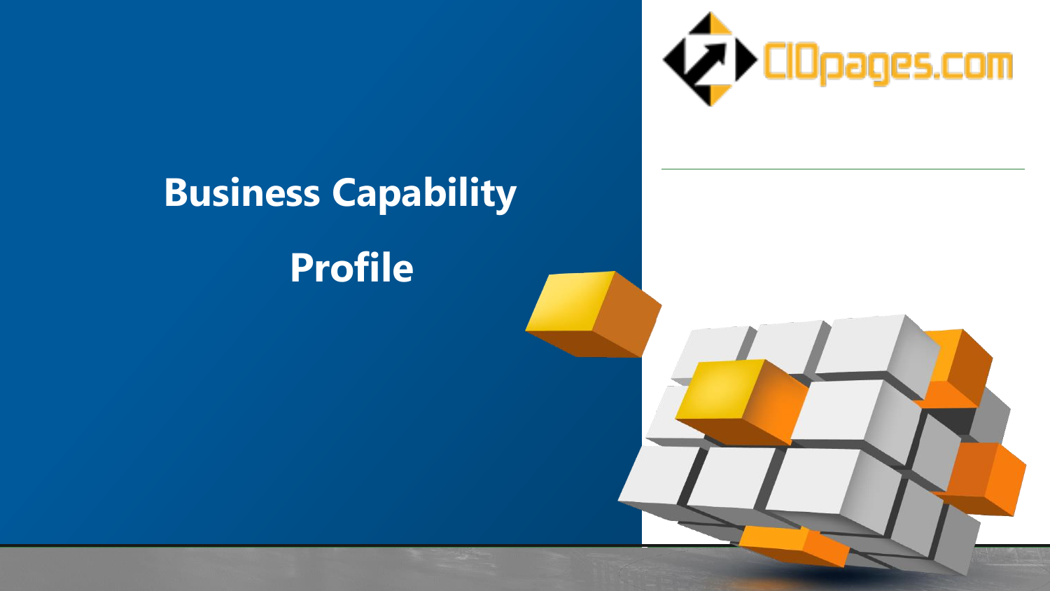CIOpages.com

# Business Capability Profile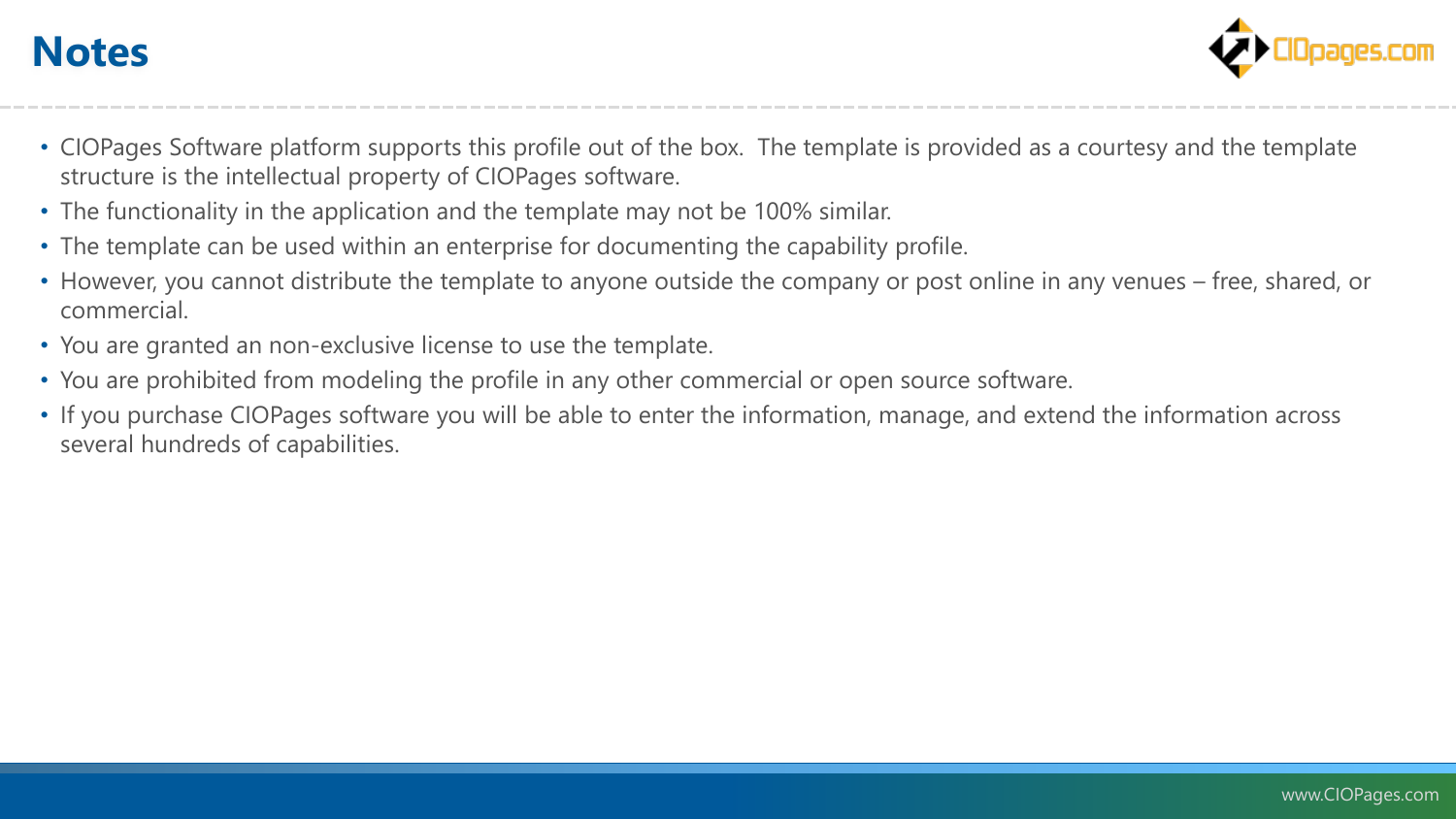# Notes

- CIOPages Software platform supports this profile out of the box.  The template is provided as a courtesy and the template structure is the intellectual property of CIOPages software.
- The functionality in the application and the template may not be 100% similar.
- The template can be used within an enterprise for documenting the capability profile.
- However, you cannot distribute the template to anyone outside the company or post online in any venues – free, shared, or commercial.
- You are granted an non-exclusive license to use the template.
- You are prohibited from modeling the profile in any other commercial or open source software.
- If you purchase CIOPages software you will be able to enter the information, manage, and extend the information across several hundreds of capabilities.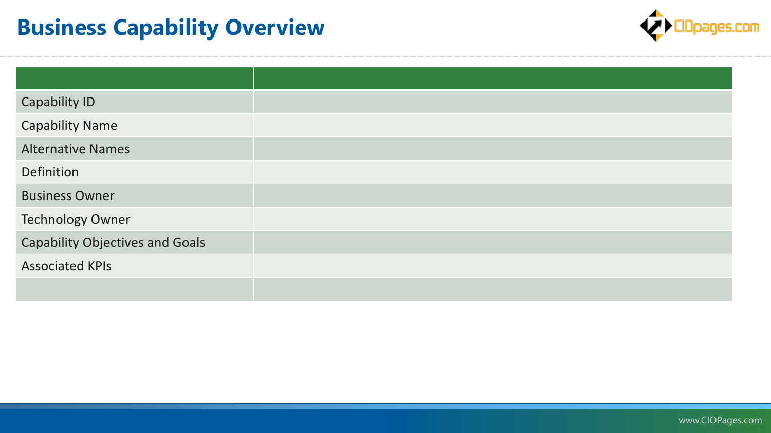# Business Capability Overview

| | |
|---|---|
| Capability ID | |
| Capability Name | |
| Alternative Names | |
| Definition | |
| Business Owner | |
| Technology Owner | |
| Capability Objectives and Goals | |
| Associated KPIs | |
| | |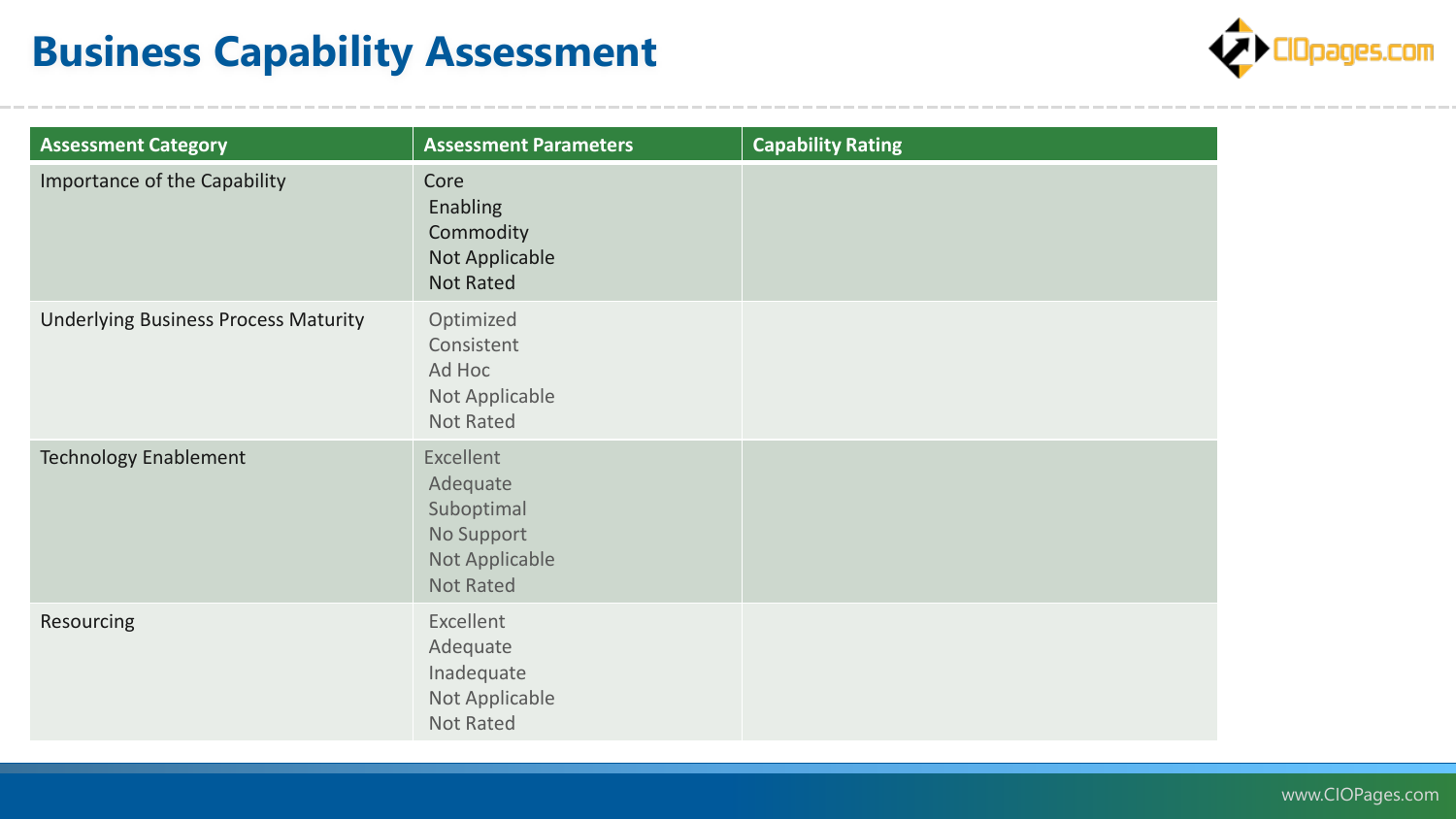# Business Capability Assessment

| Assessment Category | Assessment Parameters | Capability Rating |
| --- | --- | --- |
| Importance of the Capability | Core<br>Enabling<br>Commodity<br>Not Applicable<br>Not Rated | |
| Underlying Business Process Maturity | Optimized<br>Consistent<br>Ad Hoc<br>Not Applicable<br>Not Rated | |
| Technology Enablement | Excellent<br>Adequate<br>Suboptimal<br>No Support<br>Not Applicable<br>Not Rated | |
| Resourcing | Excellent<br>Adequate<br>Inadequate<br>Not Applicable<br>Not Rated | |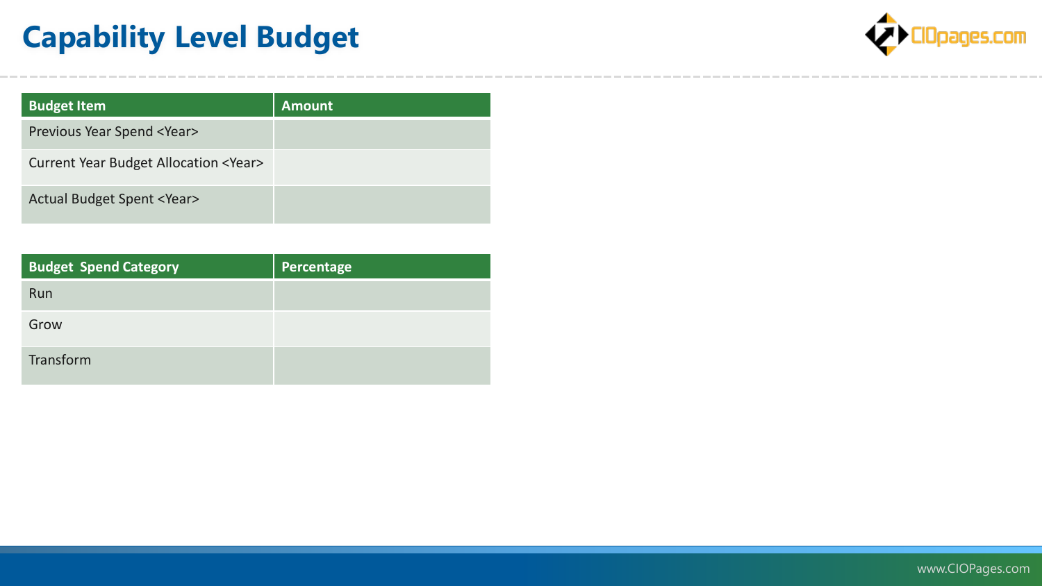# Capability Level Budget

| Budget Item | Amount |
|---|---|
| Previous Year Spend <Year> | |
| Current Year Budget Allocation <Year> | |
| Actual Budget Spent <Year> | |

| Budget Spend Category | Percentage |
|---|---|
| Run | |
| Grow | |
| Transform | |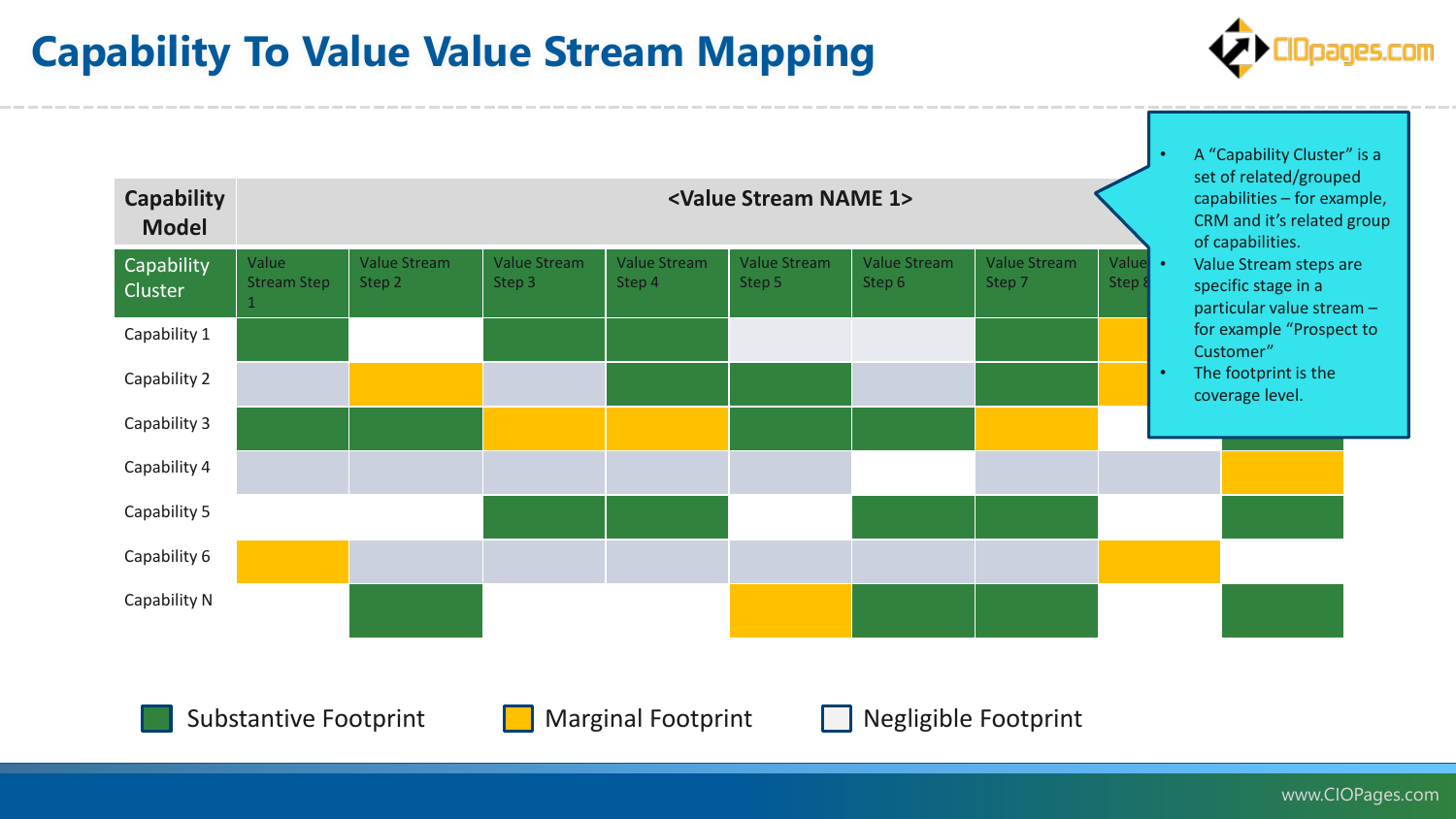# Capability To Value Value Stream Mapping

| Capability Model | <Value Stream NAME 1> | | | | | | | | |
|---|---|---|---|---|---|---|---|---|---|
| Capability Cluster | Value Stream Step 1 | Value Stream Step 2 | Value Stream Step 3 | Value Stream Step 4 | Value Stream Step 5 | Value Stream Step 6 | Value Stream Step 7 | Value Stream Step 8 | |
| Capability 1 | | | | | | | | | |
| Capability 2 | | | | | | | | | |
| Capability 3 | | | | | | | | | |
| Capability 4 | | | | | | | | | |
| Capability 5 | | | | | | | | | |
| Capability 6 | | | | | | | | | |
| Capability N | | | | | | | | | |

- A "Capability Cluster" is a set of related/grouped capabilities – for example, CRM and it's related group of capabilities.
- Value Stream steps are specific stage in a particular value stream – for example "Prospect to Customer"
- The footprint is the coverage level.

Substantive Footprint | Marginal Footprint | Negligible Footprint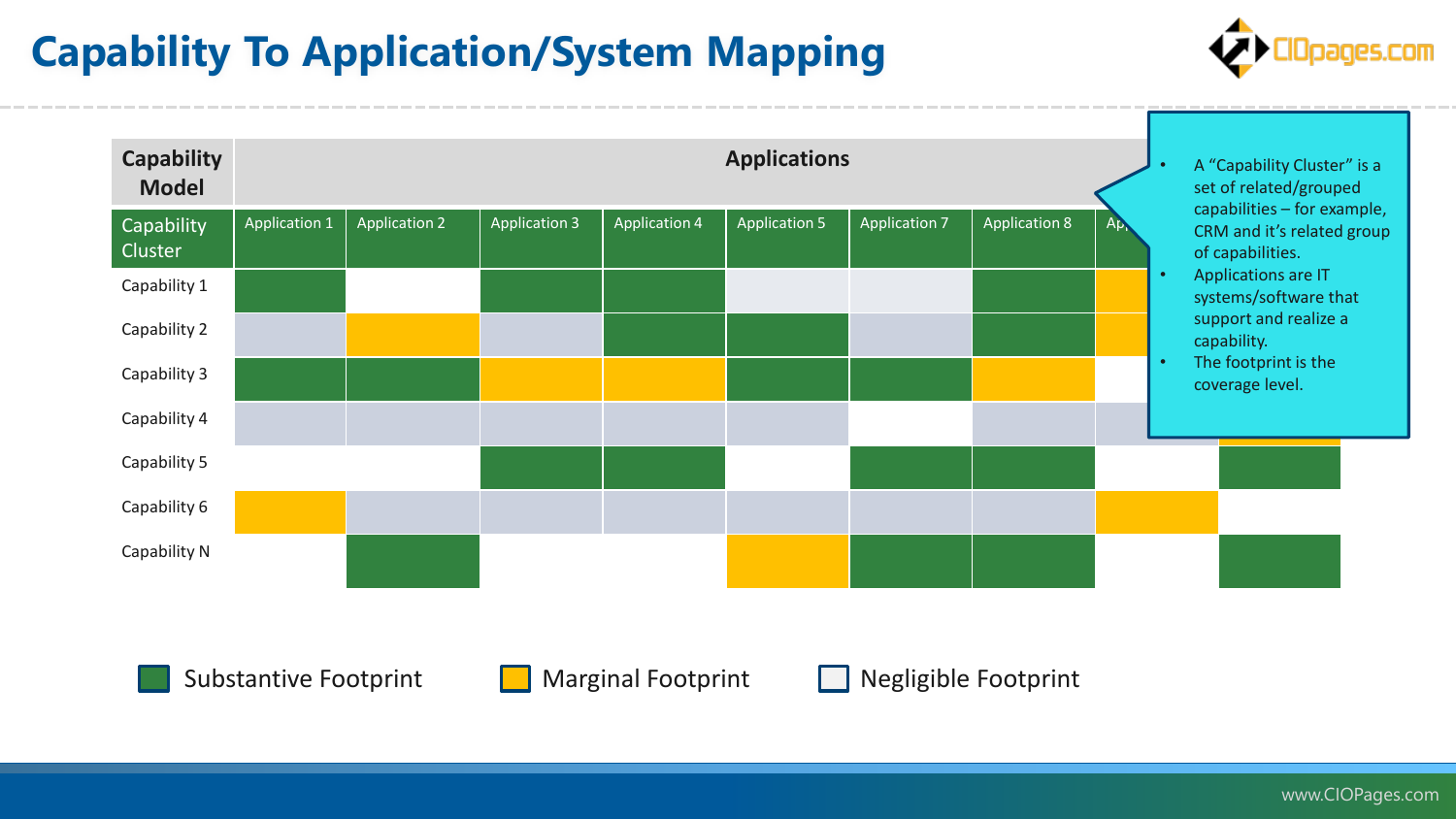# Capability To Application/System Mapping

| Capability Model | Applications | | | | | | | | |
|---|---|---|---|---|---|---|---|---|---|
| Capability Cluster | Application 1 | Application 2 | Application 3 | Application 4 | Application 5 | Application 7 | Application 8 | Ap | |
| Capability 1 | | | | | | | | | |
| Capability 2 | | | | | | | | | |
| Capability 3 | | | | | | | | | |
| Capability 4 | | | | | | | | | |
| Capability 5 | | | | | | | | | |
| Capability 6 | | | | | | | | | |
| Capability N | | | | | | | | | |

- A "Capability Cluster" is a set of related/grouped capabilities – for example, CRM and it's related group of capabilities.
- Applications are IT systems/software that support and realize a capability.
- The footprint is the coverage level.

Substantive Footprint    Marginal Footprint    Negligible Footprint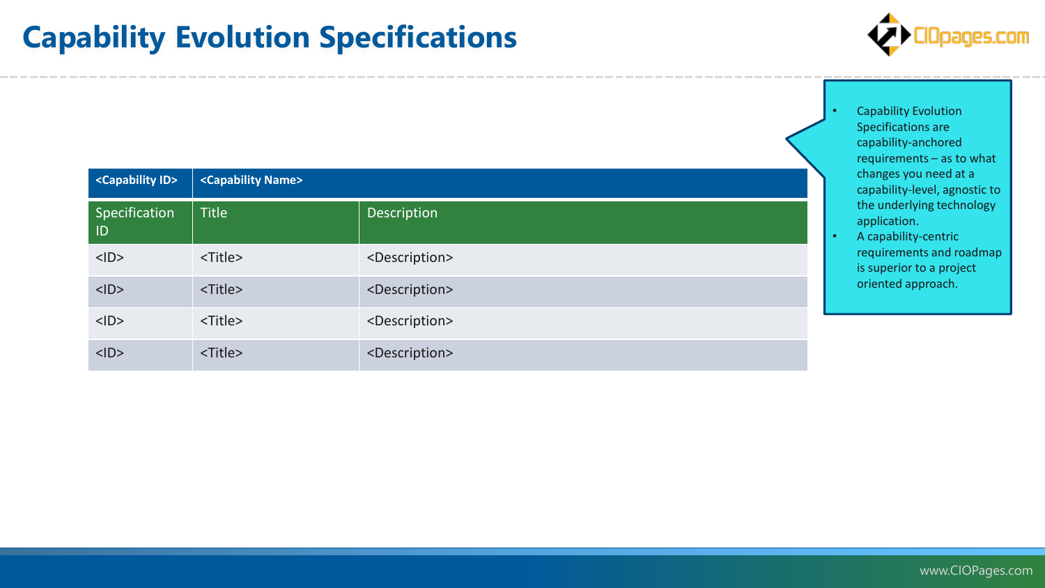# Capability Evolution Specifications

| <Capability ID> | <Capability Name> | |
|---|---|---|
| Specification ID | Title | Description |
| <ID> | <Title> | <Description> |
| <ID> | <Title> | <Description> |
| <ID> | <Title> | <Description> |
| <ID> | <Title> | <Description> |

- Capability Evolution Specifications are capability-anchored requirements – as to what changes you need at a capability-level, agnostic to the underlying technology application.
- A capability-centric requirements and roadmap is superior to a project oriented approach.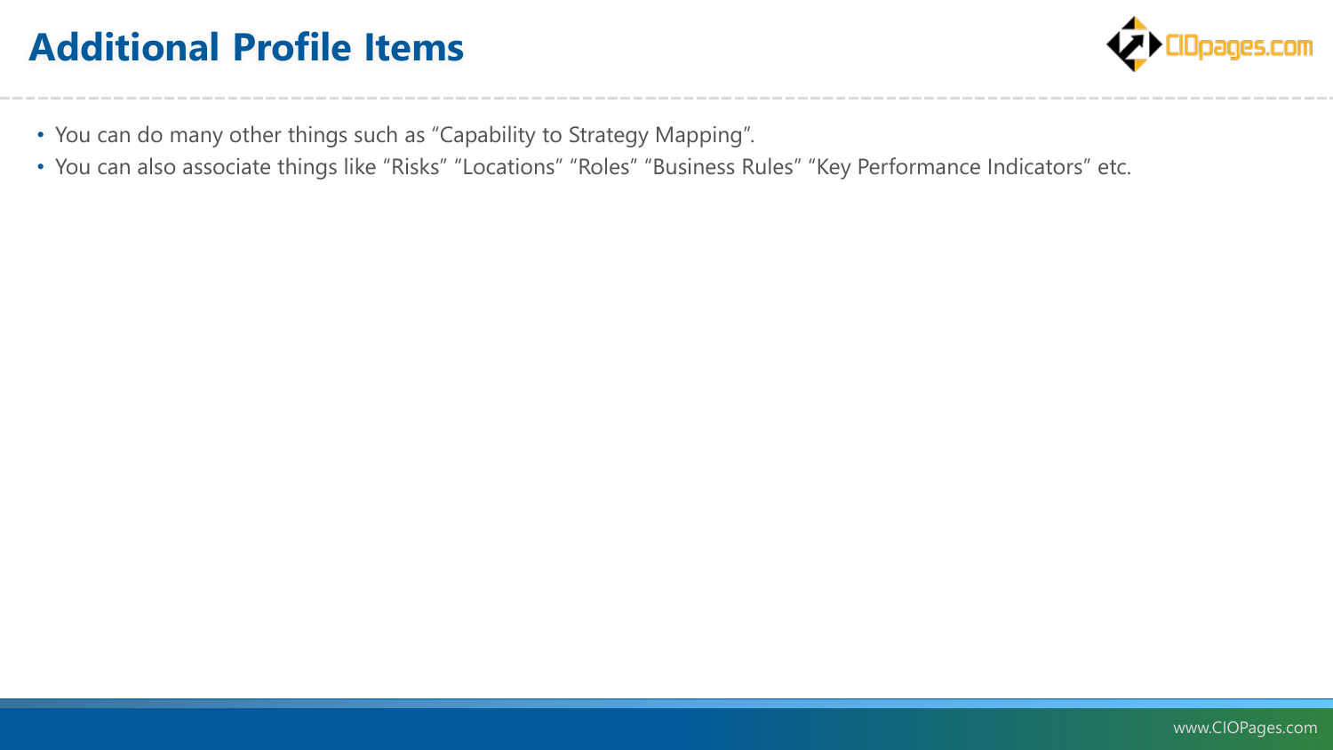# Additional Profile Items

- You can do many other things such as “Capability to Strategy Mapping”.
- You can also associate things like “Risks” “Locations” “Roles” “Business Rules” “Key Performance Indicators” etc.